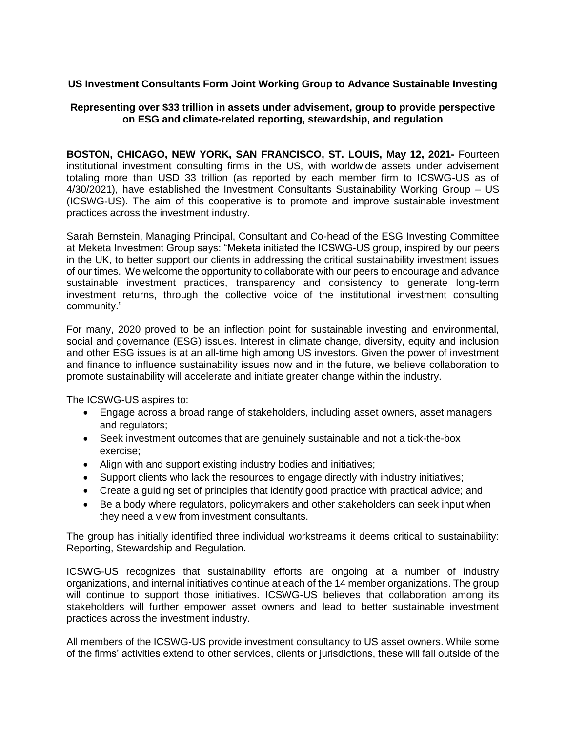**US Investment Consultants Form Joint Working Group to Advance Sustainable Investing**

**Representing over $33 trillion in assets under advisement, group to provide perspective on ESG and climate-related reporting, stewardship, and regulation**

**BOSTON, CHICAGO, NEW YORK, SAN FRANCISCO, ST. LOUIS, May 12, 2021-** Fourteen institutional investment consulting firms in the US, with worldwide assets under advisement totaling more than USD 33 trillion (as reported by each member firm to ICSWG-US as of 4/30/2021), have established the Investment Consultants Sustainability Working Group – US (ICSWG-US). The aim of this cooperative is to promote and improve sustainable investment practices across the investment industry.

Sarah Bernstein, Managing Principal, Consultant and Co-head of the ESG Investing Committee at Meketa Investment Group says: "Meketa initiated the ICSWG-US group, inspired by our peers in the UK, to better support our clients in addressing the critical sustainability investment issues of our times. We welcome the opportunity to collaborate with our peers to encourage and advance sustainable investment practices, transparency and consistency to generate long-term investment returns, through the collective voice of the institutional investment consulting community."

For many, 2020 proved to be an inflection point for sustainable investing and environmental, social and governance (ESG) issues. Interest in climate change, diversity, equity and inclusion and other ESG issues is at an all-time high among US investors. Given the power of investment and finance to influence sustainability issues now and in the future, we believe collaboration to promote sustainability will accelerate and initiate greater change within the industry.

The ICSWG-US aspires to:

- Engage across a broad range of stakeholders, including asset owners, asset managers and regulators;
- Seek investment outcomes that are genuinely sustainable and not a tick-the-box exercise;
- Align with and support existing industry bodies and initiatives;
- Support clients who lack the resources to engage directly with industry initiatives;
- Create a guiding set of principles that identify good practice with practical advice; and
- Be a body where regulators, policymakers and other stakeholders can seek input when they need a view from investment consultants.

The group has initially identified three individual workstreams it deems critical to sustainability: Reporting, Stewardship and Regulation.

ICSWG-US recognizes that sustainability efforts are ongoing at a number of industry organizations, and internal initiatives continue at each of the 14 member organizations. The group will continue to support those initiatives. ICSWG-US believes that collaboration among its stakeholders will further empower asset owners and lead to better sustainable investment practices across the investment industry.

All members of the ICSWG-US provide investment consultancy to US asset owners. While some of the firms' activities extend to other services, clients or jurisdictions, these will fall outside of the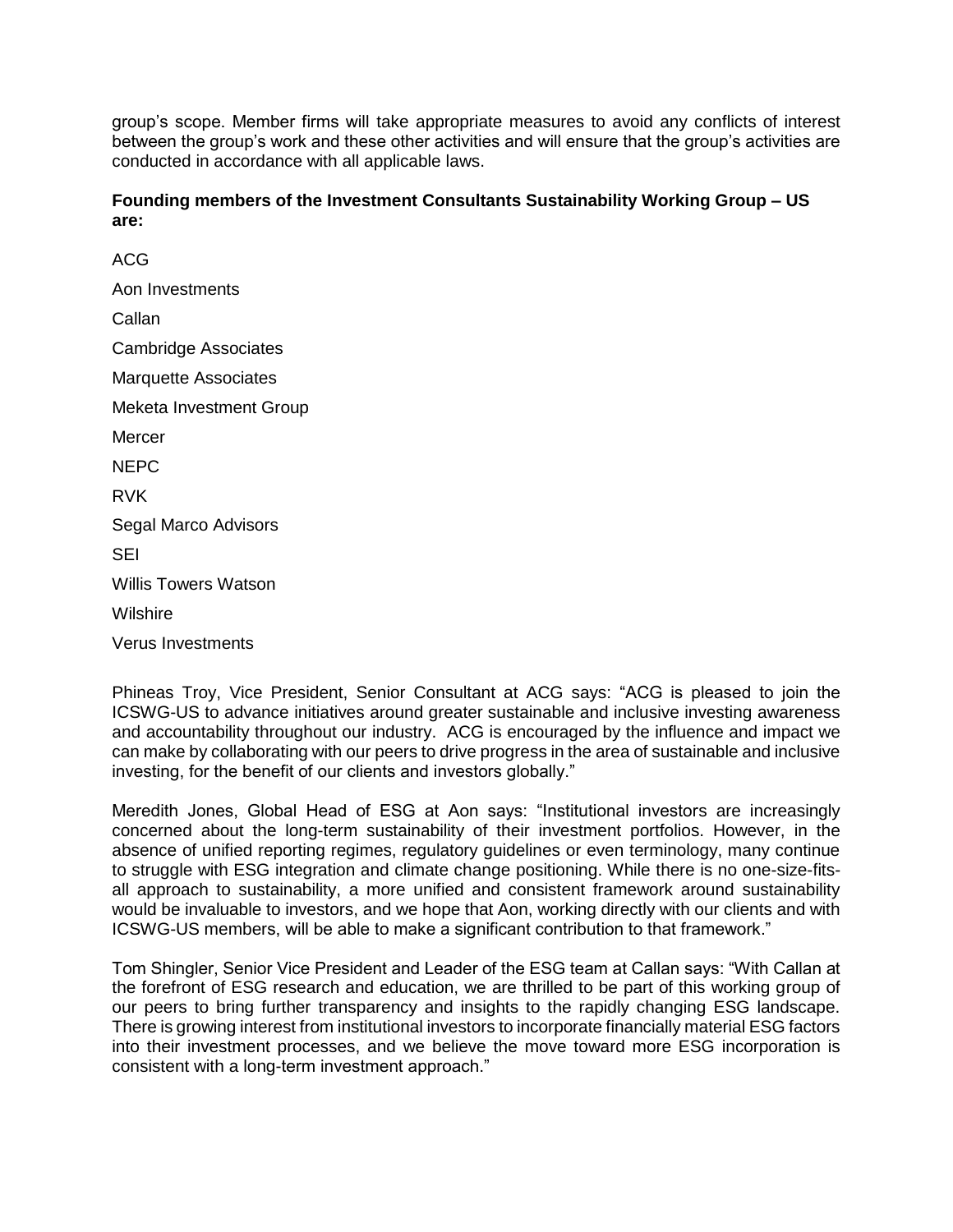group's scope. Member firms will take appropriate measures to avoid any conflicts of interest between the group's work and these other activities and will ensure that the group's activities are conducted in accordance with all applicable laws.

**Founding members of the Investment Consultants Sustainability Working Group – US are:**

ACG

Aon Investments

Callan

Cambridge Associates

Marquette Associates

Meketa Investment Group

Mercer

NEPC

RVK

Segal Marco Advisors

SEI

Willis Towers Watson

Wilshire

Verus Investments

Phineas Troy, Vice President, Senior Consultant at ACG says: "ACG is pleased to join the ICSWG-US to advance initiatives around greater sustainable and inclusive investing awareness and accountability throughout our industry. ACG is encouraged by the influence and impact we can make by collaborating with our peers to drive progress in the area of sustainable and inclusive investing, for the benefit of our clients and investors globally."

Meredith Jones, Global Head of ESG at Aon says: "Institutional investors are increasingly concerned about the long-term sustainability of their investment portfolios. However, in the absence of unified reporting regimes, regulatory guidelines or even terminology, many continue to struggle with ESG integration and climate change positioning. While there is no one-size-fits-all approach to sustainability, a more unified and consistent framework around sustainability would be invaluable to investors, and we hope that Aon, working directly with our clients and with ICSWG-US members, will be able to make a significant contribution to that framework."

Tom Shingler, Senior Vice President and Leader of the ESG team at Callan says: "With Callan at the forefront of ESG research and education, we are thrilled to be part of this working group of our peers to bring further transparency and insights to the rapidly changing ESG landscape. There is growing interest from institutional investors to incorporate financially material ESG factors into their investment processes, and we believe the move toward more ESG incorporation is consistent with a long-term investment approach."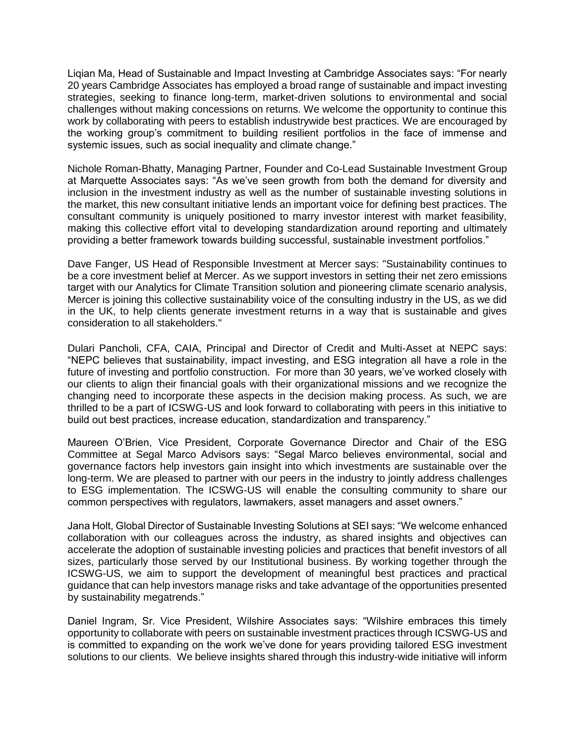Liqian Ma, Head of Sustainable and Impact Investing at Cambridge Associates says: "For nearly 20 years Cambridge Associates has employed a broad range of sustainable and impact investing strategies, seeking to finance long-term, market-driven solutions to environmental and social challenges without making concessions on returns. We welcome the opportunity to continue this work by collaborating with peers to establish industrywide best practices. We are encouraged by the working group's commitment to building resilient portfolios in the face of immense and systemic issues, such as social inequality and climate change."

Nichole Roman-Bhatty, Managing Partner, Founder and Co-Lead Sustainable Investment Group at Marquette Associates says: "As we've seen growth from both the demand for diversity and inclusion in the investment industry as well as the number of sustainable investing solutions in the market, this new consultant initiative lends an important voice for defining best practices. The consultant community is uniquely positioned to marry investor interest with market feasibility, making this collective effort vital to developing standardization around reporting and ultimately providing a better framework towards building successful, sustainable investment portfolios."

Dave Fanger, US Head of Responsible Investment at Mercer says: "Sustainability continues to be a core investment belief at Mercer. As we support investors in setting their net zero emissions target with our Analytics for Climate Transition solution and pioneering climate scenario analysis, Mercer is joining this collective sustainability voice of the consulting industry in the US, as we did in the UK, to help clients generate investment returns in a way that is sustainable and gives consideration to all stakeholders."

Dulari Pancholi, CFA, CAIA, Principal and Director of Credit and Multi-Asset at NEPC says: "NEPC believes that sustainability, impact investing, and ESG integration all have a role in the future of investing and portfolio construction. For more than 30 years, we've worked closely with our clients to align their financial goals with their organizational missions and we recognize the changing need to incorporate these aspects in the decision making process. As such, we are thrilled to be a part of ICSWG-US and look forward to collaborating with peers in this initiative to build out best practices, increase education, standardization and transparency."

Maureen O'Brien, Vice President, Corporate Governance Director and Chair of the ESG Committee at Segal Marco Advisors says: "Segal Marco believes environmental, social and governance factors help investors gain insight into which investments are sustainable over the long-term. We are pleased to partner with our peers in the industry to jointly address challenges to ESG implementation. The ICSWG-US will enable the consulting community to share our common perspectives with regulators, lawmakers, asset managers and asset owners."

Jana Holt, Global Director of Sustainable Investing Solutions at SEI says: "We welcome enhanced collaboration with our colleagues across the industry, as shared insights and objectives can accelerate the adoption of sustainable investing policies and practices that benefit investors of all sizes, particularly those served by our Institutional business. By working together through the ICSWG-US, we aim to support the development of meaningful best practices and practical guidance that can help investors manage risks and take advantage of the opportunities presented by sustainability megatrends."

Daniel Ingram, Sr. Vice President, Wilshire Associates says: "Wilshire embraces this timely opportunity to collaborate with peers on sustainable investment practices through ICSWG-US and is committed to expanding on the work we've done for years providing tailored ESG investment solutions to our clients. We believe insights shared through this industry-wide initiative will inform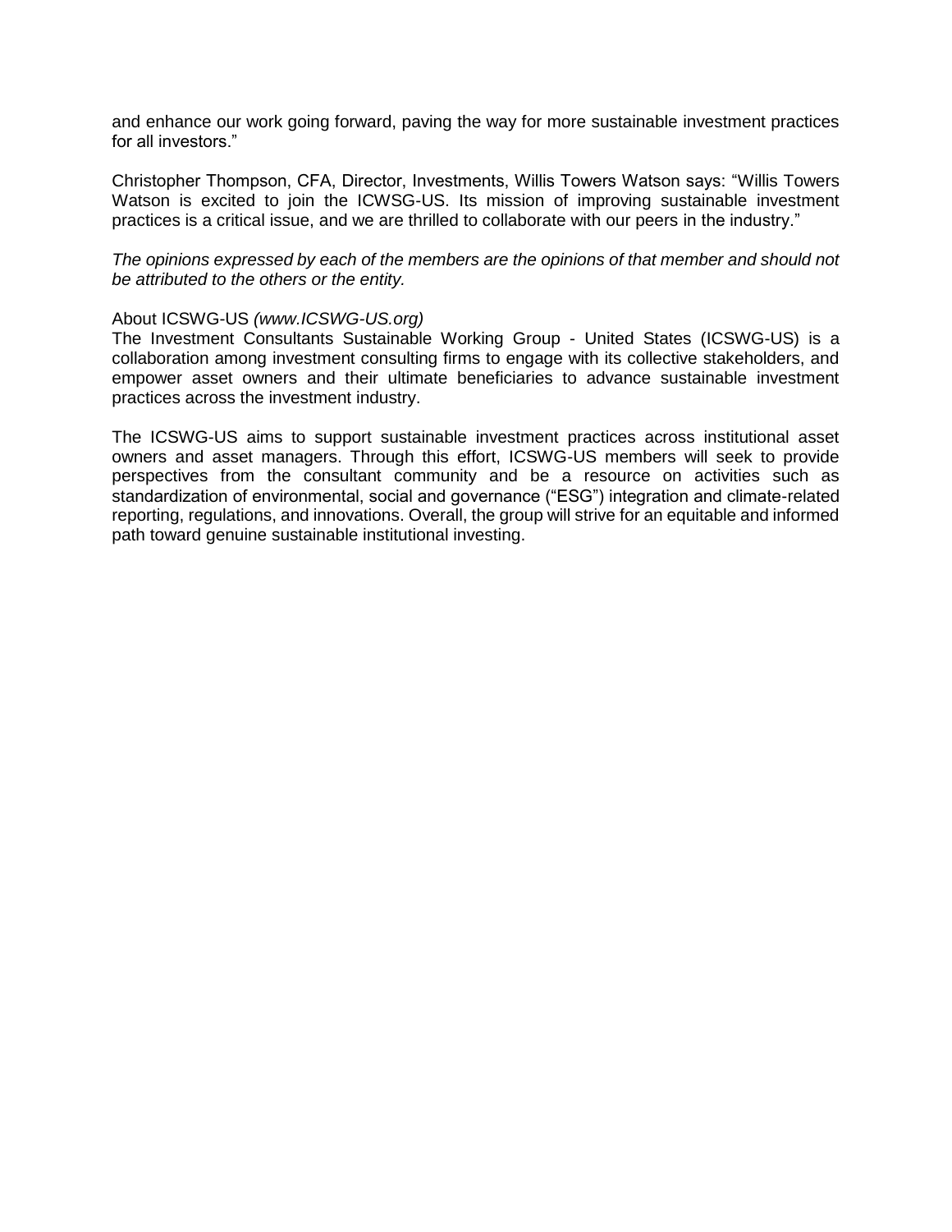and enhance our work going forward, paving the way for more sustainable investment practices for all investors."

Christopher Thompson, CFA, Director, Investments, Willis Towers Watson says: "Willis Towers Watson is excited to join the ICWSG-US. Its mission of improving sustainable investment practices is a critical issue, and we are thrilled to collaborate with our peers in the industry."

*The opinions expressed by each of the members are the opinions of that member and should not be attributed to the others or the entity.*

About ICSWG-US *(www.ICSWG-US.org)*
The Investment Consultants Sustainable Working Group - United States (ICSWG-US) is a collaboration among investment consulting firms to engage with its collective stakeholders, and empower asset owners and their ultimate beneficiaries to advance sustainable investment practices across the investment industry.

The ICSWG-US aims to support sustainable investment practices across institutional asset owners and asset managers. Through this effort, ICSWG-US members will seek to provide perspectives from the consultant community and be a resource on activities such as standardization of environmental, social and governance ("ESG") integration and climate-related reporting, regulations, and innovations. Overall, the group will strive for an equitable and informed path toward genuine sustainable institutional investing.